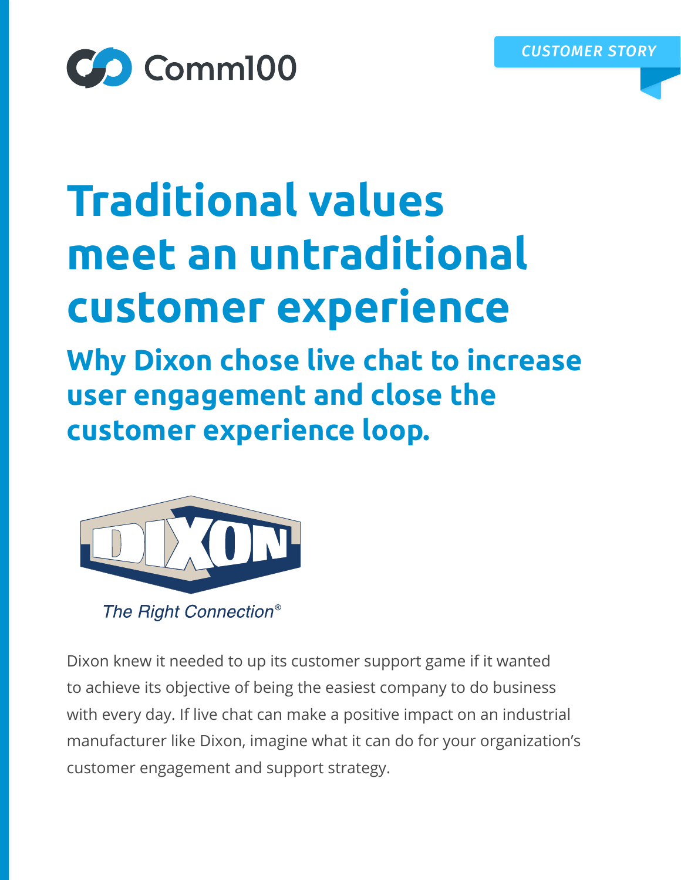Comm100

CUSTOMER STORY

# Traditional values meet an untraditional customer experience

## Why Dixon chose live chat to increase user engagement and close the customer experience loop.

DIXON

*The Right Connection®*

Dixon knew it needed to up its customer support game if it wanted to achieve its objective of being the easiest company to do business with every day. If live chat can make a positive impact on an industrial manufacturer like Dixon, imagine what it can do for your organization's customer engagement and support strategy.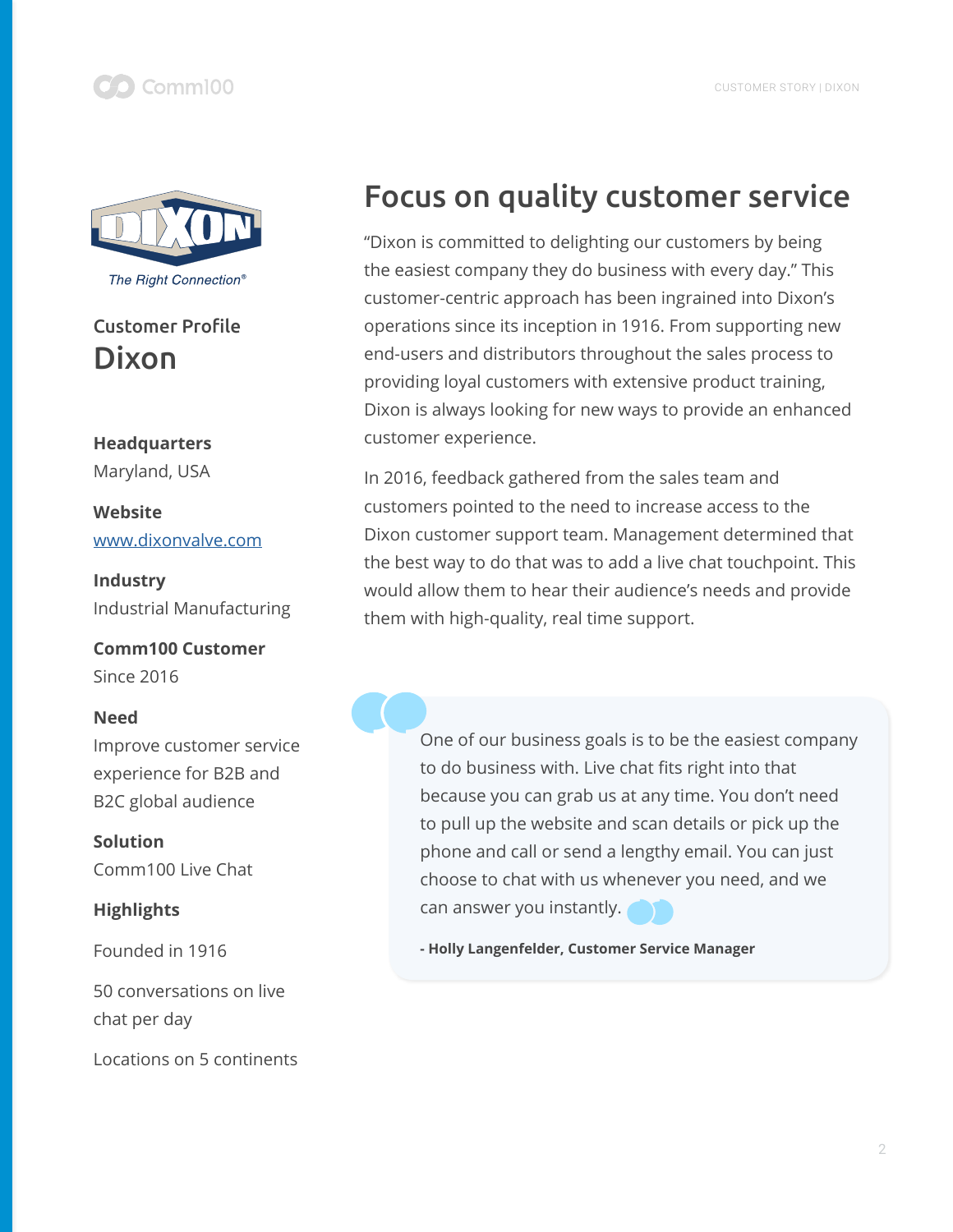The Right Connection®

### Customer Profile

## Dixon

**Headquarters**
Maryland, USA

**Website**
[www.dixonvalve.com](http://www.dixonvalve.com)

**Industry**
Industrial Manufacturing

**Comm100 Customer**
Since 2016

**Need**
Improve customer service experience for B2B and B2C global audience

**Solution**
Comm100 Live Chat

**Highlights**

Founded in 1916

50 conversations on live chat per day

Locations on 5 continents

# Focus on quality customer service

"Dixon is committed to delighting our customers by being the easiest company they do business with every day." This customer-centric approach has been ingrained into Dixon's operations since its inception in 1916. From supporting new end-users and distributors throughout the sales process to providing loyal customers with extensive product training, Dixon is always looking for new ways to provide an enhanced customer experience.

In 2016, feedback gathered from the sales team and customers pointed to the need to increase access to the Dixon customer support team. Management determined that the best way to do that was to add a live chat touchpoint. This would allow them to hear their audience's needs and provide them with high-quality, real time support.

> One of our business goals is to be the easiest company to do business with. Live chat fits right into that because you can grab us at any time. You don't need to pull up the website and scan details or pick up the phone and call or send a lengthy email. You can just choose to chat with us whenever you need, and we can answer you instantly.
>
> **- Holly Langenfelder, Customer Service Manager**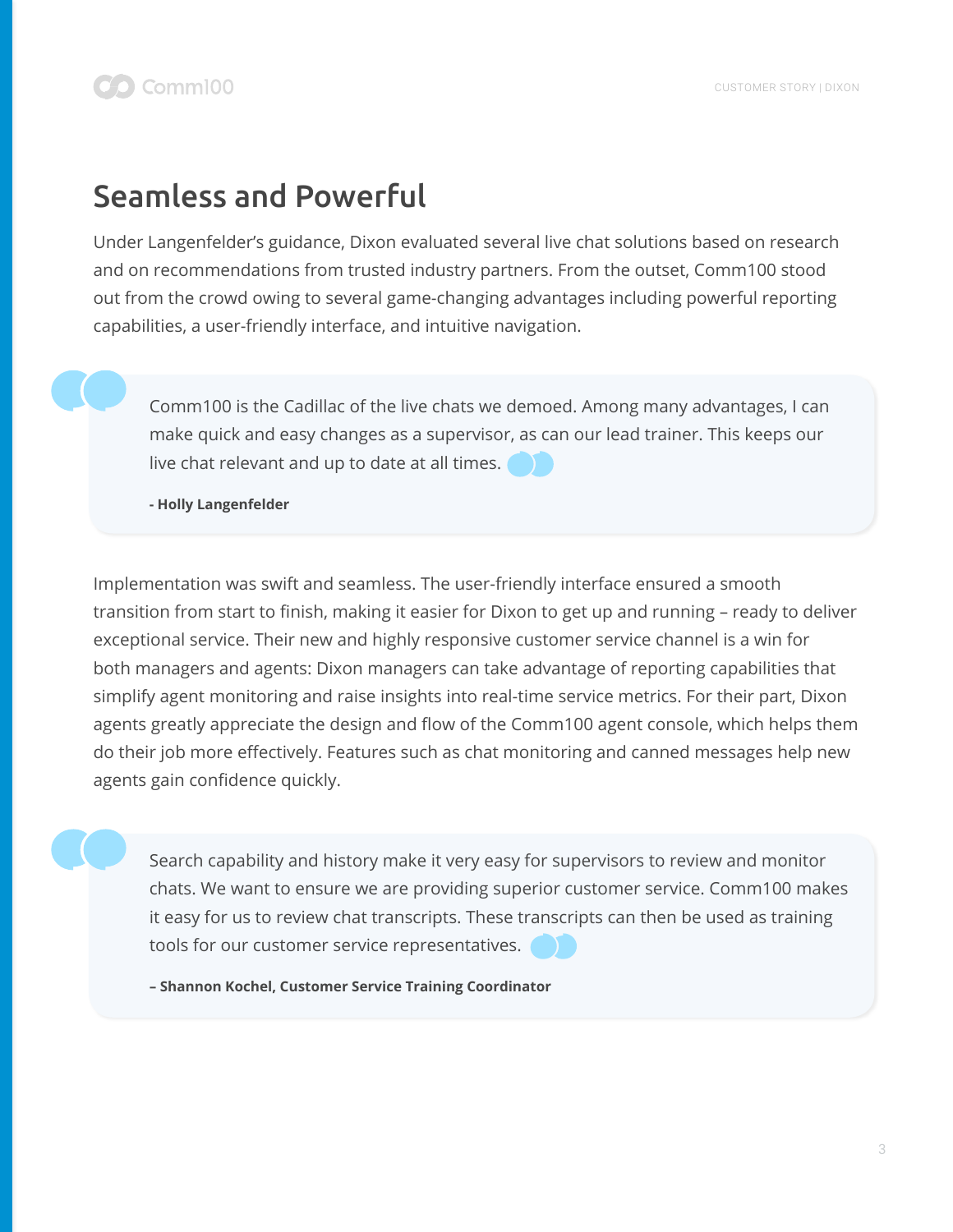## Seamless and Powerful

Under Langenfelder's guidance, Dixon evaluated several live chat solutions based on research and on recommendations from trusted industry partners. From the outset, Comm100 stood out from the crowd owing to several game-changing advantages including powerful reporting capabilities, a user-friendly interface, and intuitive navigation.

> Comm100 is the Cadillac of the live chats we demoed. Among many advantages, I can make quick and easy changes as a supervisor, as can our lead trainer. This keeps our live chat relevant and up to date at all times.
>
> **- Holly Langenfelder**

Implementation was swift and seamless. The user-friendly interface ensured a smooth transition from start to finish, making it easier for Dixon to get up and running – ready to deliver exceptional service. Their new and highly responsive customer service channel is a win for both managers and agents: Dixon managers can take advantage of reporting capabilities that simplify agent monitoring and raise insights into real-time service metrics. For their part, Dixon agents greatly appreciate the design and flow of the Comm100 agent console, which helps them do their job more effectively. Features such as chat monitoring and canned messages help new agents gain confidence quickly.

> Search capability and history make it very easy for supervisors to review and monitor chats. We want to ensure we are providing superior customer service. Comm100 makes it easy for us to review chat transcripts. These transcripts can then be used as training tools for our customer service representatives.
>
> **– Shannon Kochel, Customer Service Training Coordinator**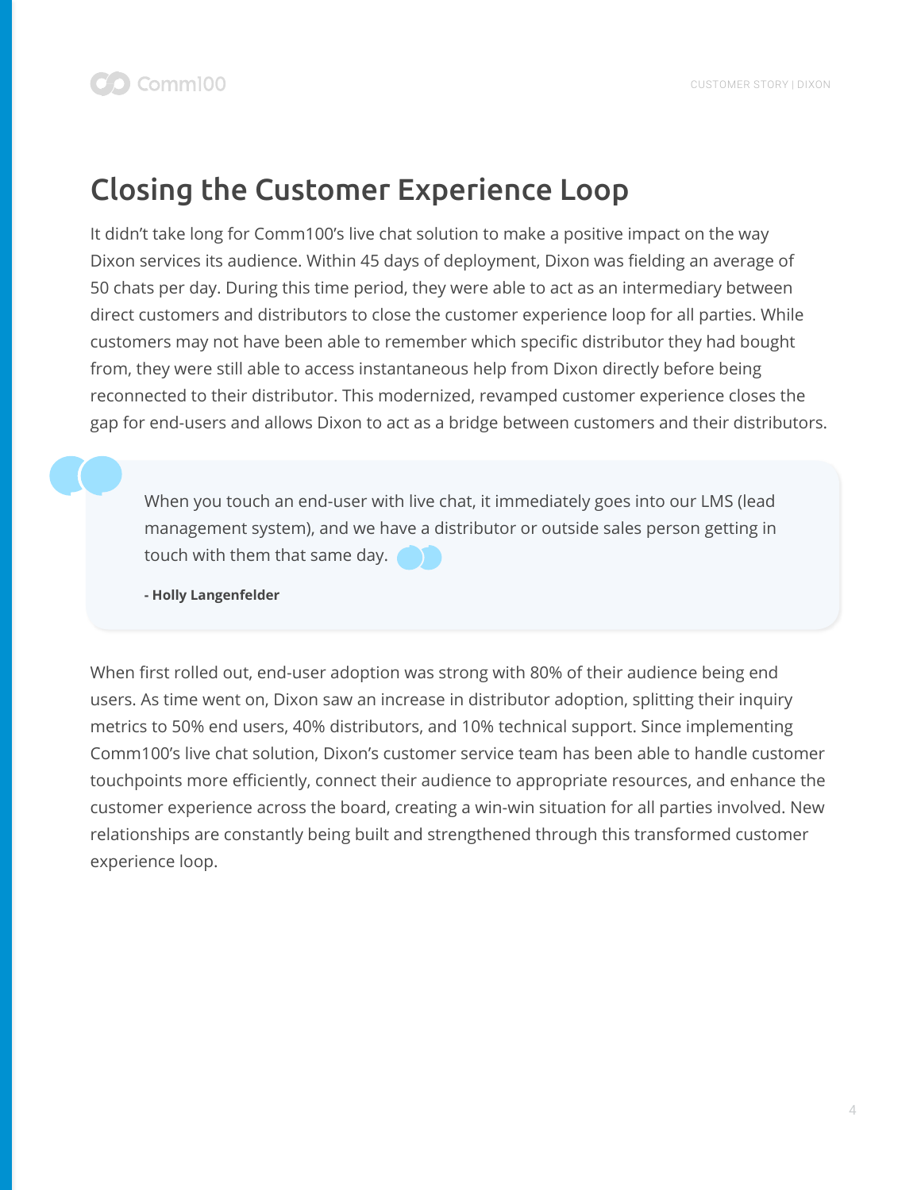## Closing the Customer Experience Loop

It didn't take long for Comm100's live chat solution to make a positive impact on the way Dixon services its audience. Within 45 days of deployment, Dixon was fielding an average of 50 chats per day. During this time period, they were able to act as an intermediary between direct customers and distributors to close the customer experience loop for all parties. While customers may not have been able to remember which specific distributor they had bought from, they were still able to access instantaneous help from Dixon directly before being reconnected to their distributor. This modernized, revamped customer experience closes the gap for end-users and allows Dixon to act as a bridge between customers and their distributors.

> When you touch an end-user with live chat, it immediately goes into our LMS (lead management system), and we have a distributor or outside sales person getting in touch with them that same day.
>
> **- Holly Langenfelder**

When first rolled out, end-user adoption was strong with 80% of their audience being end users. As time went on, Dixon saw an increase in distributor adoption, splitting their inquiry metrics to 50% end users, 40% distributors, and 10% technical support. Since implementing Comm100's live chat solution, Dixon's customer service team has been able to handle customer touchpoints more efficiently, connect their audience to appropriate resources, and enhance the customer experience across the board, creating a win-win situation for all parties involved. New relationships are constantly being built and strengthened through this transformed customer experience loop.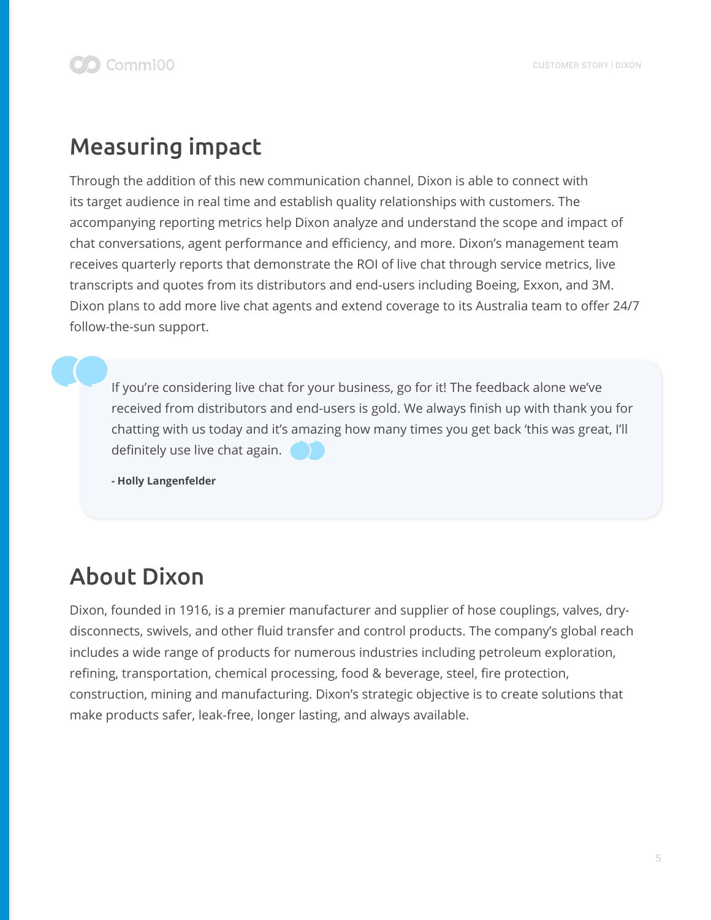## Measuring impact

Through the addition of this new communication channel, Dixon is able to connect with its target audience in real time and establish quality relationships with customers. The accompanying reporting metrics help Dixon analyze and understand the scope and impact of chat conversations, agent performance and efficiency, and more. Dixon's management team receives quarterly reports that demonstrate the ROI of live chat through service metrics, live transcripts and quotes from its distributors and end-users including Boeing, Exxon, and 3M. Dixon plans to add more live chat agents and extend coverage to its Australia team to offer 24/7 follow-the-sun support.

> If you're considering live chat for your business, go for it! The feedback alone we've received from distributors and end-users is gold. We always finish up with thank you for chatting with us today and it's amazing how many times you get back 'this was great, I'll definitely use live chat again.
>
> **- Holly Langenfelder**

## About Dixon

Dixon, founded in 1916, is a premier manufacturer and supplier of hose couplings, valves, dry-disconnects, swivels, and other fluid transfer and control products. The company's global reach includes a wide range of products for numerous industries including petroleum exploration, refining, transportation, chemical processing, food & beverage, steel, fire protection, construction, mining and manufacturing. Dixon's strategic objective is to create solutions that make products safer, leak-free, longer lasting, and always available.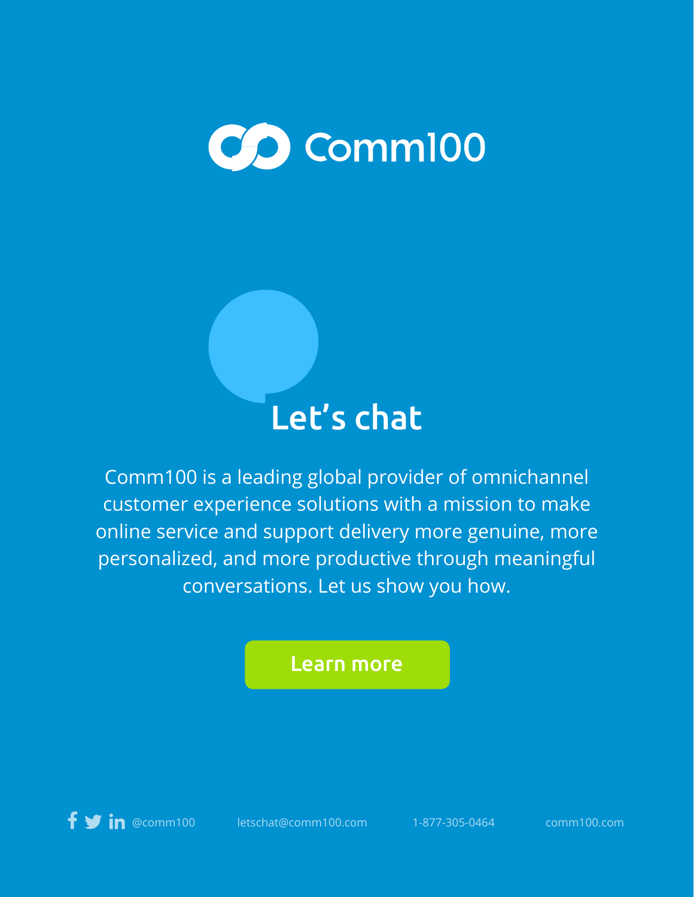Comm100

# Let's chat

Comm100 is a leading global provider of omnichannel customer experience solutions with a mission to make online service and support delivery more genuine, more personalized, and more productive through meaningful conversations. Let us show you how.

Learn more

@comm100 letschat@comm100.com 1-877-305-0464 comm100.com